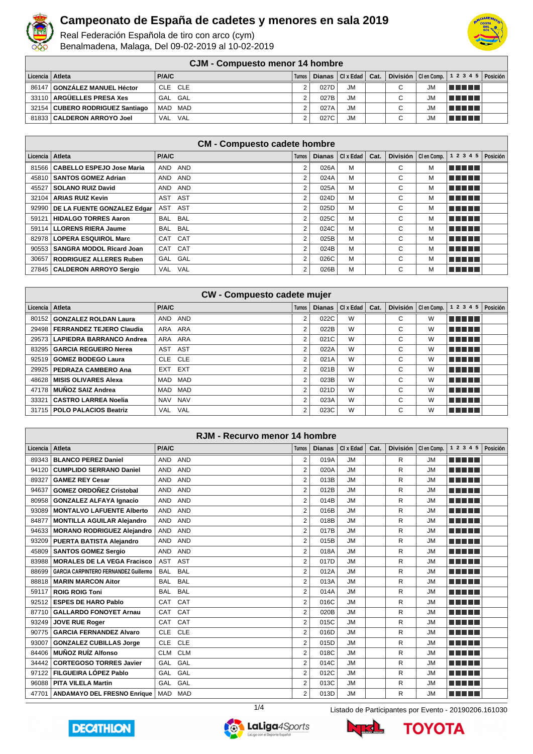# Campeonato de España de cadetes y menores en sala 2019

Real Federación Española de tiro con arco (cym)

Benalmadena, Malaga, Del 09-02-2019 al 10-02-2019

## CJM - Compuesto menor 14 hombre

| Licencia | Atleta | P/A/C | | Turnos | Dianas | Cl x Edad | Cat. | División | Cl en Comp. | 1 2 3 4 5 | Posición |
|---|---|---|---|---|---|---|---|---|---|---|---|
| 86147 | **GONZÁLEZ MANUEL Héctor** | CLE | CLE | 2 | 027D | JM | | C | JM | | |
| 33110 | **ARGÜELLES PRESA Xes** | GAL | GAL | 2 | 027B | JM | | C | JM | | |
| 32154 | **CUBERO RODRIGUEZ Santiago** | MAD | MAD | 2 | 027A | JM | | C | JM | | |
| 81833 | **CALDERON ARROYO Joel** | VAL | VAL | 2 | 027C | JM | | C | JM | | |

## CM - Compuesto cadete hombre

| Licencia | Atleta | P/A/C | | Turnos | Dianas | Cl x Edad | Cat. | División | Cl en Comp. | 1 2 3 4 5 | Posición |
|---|---|---|---|---|---|---|---|---|---|---|---|
| 81566 | **CABELLO ESPEJO Jose Maria** | AND | AND | 2 | 026A | M | | C | M | | |
| 45810 | **SANTOS GOMEZ Adrian** | AND | AND | 2 | 024A | M | | C | M | | |
| 45527 | **SOLANO RUIZ David** | AND | AND | 2 | 025A | M | | C | M | | |
| 32104 | **ARIAS RUIZ Kevin** | AST | AST | 2 | 024D | M | | C | M | | |
| 92990 | **DE LA FUENTE GONZALEZ Edgar** | AST | AST | 2 | 025D | M | | C | M | | |
| 59121 | **HIDALGO TORRES Aaron** | BAL | BAL | 2 | 025C | M | | C | M | | |
| 59114 | **LLORENS RIERA Jaume** | BAL | BAL | 2 | 024C | M | | C | M | | |
| 82978 | **LOPERA ESQUIROL Marc** | CAT | CAT | 2 | 025B | M | | C | M | | |
| 90553 | **SANGRA MODOL Ricard Joan** | CAT | CAT | 2 | 024B | M | | C | M | | |
| 30657 | **RODRIGUEZ ALLERES Ruben** | GAL | GAL | 2 | 026C | M | | C | M | | |
| 27845 | **CALDERON ARROYO Sergio** | VAL | VAL | 2 | 026B | M | | C | M | | |

## CW - Compuesto cadete mujer

| Licencia | Atleta | P/A/C | | Turnos | Dianas | Cl x Edad | Cat. | División | Cl en Comp. | 1 2 3 4 5 | Posición |
|---|---|---|---|---|---|---|---|---|---|---|---|
| 80152 | **GONZALEZ ROLDAN Laura** | AND | AND | 2 | 022C | W | | C | W | | |
| 29498 | **FERRANDEZ TEJERO Claudia** | ARA | ARA | 2 | 022B | W | | C | W | | |
| 29573 | **LAPIEDRA BARRANCO Andrea** | ARA | ARA | 2 | 021C | W | | C | W | | |
| 83295 | **GARCIA REGUEIRO Nerea** | AST | AST | 2 | 022A | W | | C | W | | |
| 92519 | **GOMEZ BODEGO Laura** | CLE | CLE | 2 | 021A | W | | C | W | | |
| 29925 | **PEDRAZA CAMBERO Ana** | EXT | EXT | 2 | 021B | W | | C | W | | |
| 48628 | **MISIS OLIVARES Alexa** | MAD | MAD | 2 | 023B | W | | C | W | | |
| 47178 | **MUÑOZ SAIZ Andrea** | MAD | MAD | 2 | 021D | W | | C | W | | |
| 33321 | **CASTRO LARREA Noelia** | NAV | NAV | 2 | 023A | W | | C | W | | |
| 31715 | **POLO PALACIOS Beatriz** | VAL | VAL | 2 | 023C | W | | C | W | | |

## RJM - Recurvo menor 14 hombre

| Licencia | Atleta | P/A/C | | Turnos | Dianas | Cl x Edad | Cat. | División | Cl en Comp. | 1 2 3 4 5 | Posición |
|---|---|---|---|---|---|---|---|---|---|---|---|
| 89343 | **BLANCO PEREZ Daniel** | AND | AND | 2 | 019A | JM | | R | JM | | |
| 94120 | **CUMPLIDO SERRANO Daniel** | AND | AND | 2 | 020A | JM | | R | JM | | |
| 89327 | **GAMEZ REY Cesar** | AND | AND | 2 | 013B | JM | | R | JM | | |
| 94637 | **GOMEZ ORDOÑEZ Cristobal** | AND | AND | 2 | 012B | JM | | R | JM | | |
| 80958 | **GONZALEZ ALFAYA Ignacio** | AND | AND | 2 | 014B | JM | | R | JM | | |
| 93089 | **MONTALVO LAFUENTE Alberto** | AND | AND | 2 | 016B | JM | | R | JM | | |
| 84877 | **MONTILLA AGUILAR Alejandro** | AND | AND | 2 | 018B | JM | | R | JM | | |
| 94633 | **MORANO RODRIGUEZ Alejandro** | AND | AND | 2 | 017B | JM | | R | JM | | |
| 93209 | **PUERTA BATISTA Alejandro** | AND | AND | 2 | 015B | JM | | R | JM | | |
| 45809 | **SANTOS GOMEZ Sergio** | AND | AND | 2 | 018A | JM | | R | JM | | |
| 83988 | **MORALES DE LA VEGA Fracisco** | AST | AST | 2 | 017D | JM | | R | JM | | |
| 88699 | **GARCIA CARPINTERO FERNANDEZ Guillermo** | BAL | BAL | 2 | 012A | JM | | R | JM | | |
| 88818 | **MARIN MARCON Aitor** | BAL | BAL | 2 | 013A | JM | | R | JM | | |
| 59117 | **ROIG ROIG Toni** | BAL | BAL | 2 | 014A | JM | | R | JM | | |
| 92512 | **ESPES DE HARO Pablo** | CAT | CAT | 2 | 016C | JM | | R | JM | | |
| 87710 | **GALLARDO FONOYET Arnau** | CAT | CAT | 2 | 020B | JM | | R | JM | | |
| 93249 | **JOVE RUE Roger** | CAT | CAT | 2 | 015C | JM | | R | JM | | |
| 90775 | **GARCIA FERNANDEZ Alvaro** | CLE | CLE | 2 | 016D | JM | | R | JM | | |
| 93007 | **GONZALEZ CUBILLAS Jorge** | CLE | CLE | 2 | 015D | JM | | R | JM | | |
| 84406 | **MUÑOZ RUÍZ Alfonso** | CLM | CLM | 2 | 018C | JM | | R | JM | | |
| 34442 | **CORTEGOSO TORRES Javier** | GAL | GAL | 2 | 014C | JM | | R | JM | | |
| 97122 | **FILGUEIRA LÓPEZ Pablo** | GAL | GAL | 2 | 012C | JM | | R | JM | | |
| 96088 | **PITA VILELA Martin** | GAL | GAL | 2 | 013C | JM | | R | JM | | |
| 47701 | **ANDAMAYO DEL FRESNO Enrique** | MAD | MAD | 2 | 013D | JM | | R | JM | | |

Listado de Participantes por Evento - 20190206.161030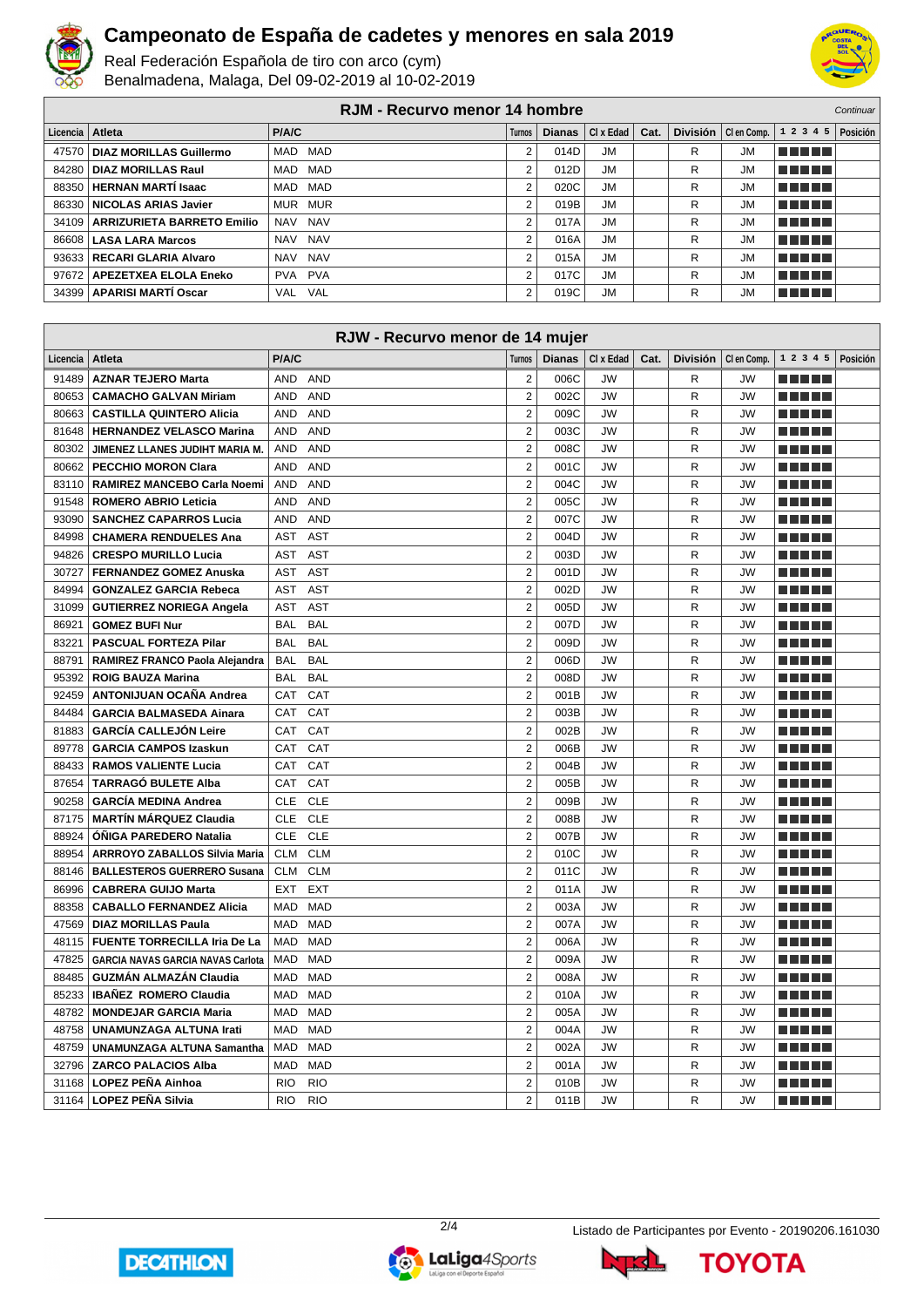# Campeonato de España de cadetes y menores en sala 2019

Real Federación Española de tiro con arco (cym)
Benalmadena, Malaga, Del 09-02-2019 al 10-02-2019

## RJM - Recurvo menor 14 hombre

*Continuar*

| Licencia | Atleta | P/A/C | | Turnos | Dianas | Cl x Edad | Cat. | División | Cl en Comp. | 1 2 3 4 5 | Posición |
|---|---|---|---|---|---|---|---|---|---|---|---|
| 47570 | DIAZ MORILLAS Guillermo | MAD | MAD | 2 | 014D | JM | | R | JM | | |
| 84280 | DIAZ MORILLAS Raul | MAD | MAD | 2 | 012D | JM | | R | JM | | |
| 88350 | HERNAN MARTÍ Isaac | MAD | MAD | 2 | 020C | JM | | R | JM | | |
| 86330 | NICOLAS ARIAS Javier | MUR | MUR | 2 | 019B | JM | | R | JM | | |
| 34109 | ARRIZURIETA BARRETO Emilio | NAV | NAV | 2 | 017A | JM | | R | JM | | |
| 86608 | LASA LARA Marcos | NAV | NAV | 2 | 016A | JM | | R | JM | | |
| 93633 | RECARI GLARIA Alvaro | NAV | NAV | 2 | 015A | JM | | R | JM | | |
| 97672 | APEZETXEA ELOLA Eneko | PVA | PVA | 2 | 017C | JM | | R | JM | | |
| 34399 | APARISI MARTÍ Oscar | VAL | VAL | 2 | 019C | JM | | R | JM | | |

## RJW - Recurvo menor de 14 mujer

| Licencia | Atleta | P/A/C | | Turnos | Dianas | Cl x Edad | Cat. | División | Cl en Comp. | 1 2 3 4 5 | Posición |
|---|---|---|---|---|---|---|---|---|---|---|---|
| 91489 | AZNAR TEJERO Marta | AND | AND | 2 | 006C | JW | | R | JW | | |
| 80653 | CAMACHO GALVAN Miriam | AND | AND | 2 | 002C | JW | | R | JW | | |
| 80663 | CASTILLA QUINTERO Alicia | AND | AND | 2 | 009C | JW | | R | JW | | |
| 81648 | HERNANDEZ VELASCO Marina | AND | AND | 2 | 003C | JW | | R | JW | | |
| 80302 | JIMENEZ LLANES JUDIHT MARIA M. | AND | AND | 2 | 008C | JW | | R | JW | | |
| 80662 | PECCHIO MORON Clara | AND | AND | 2 | 001C | JW | | R | JW | | |
| 83110 | RAMIREZ MANCEBO Carla Noemi | AND | AND | 2 | 004C | JW | | R | JW | | |
| 91548 | ROMERO ABRIO Leticia | AND | AND | 2 | 005C | JW | | R | JW | | |
| 93090 | SANCHEZ CAPARROS Lucia | AND | AND | 2 | 007C | JW | | R | JW | | |
| 84998 | CHAMERA RENDUELES Ana | AST | AST | 2 | 004D | JW | | R | JW | | |
| 94826 | CRESPO MURILLO Lucia | AST | AST | 2 | 003D | JW | | R | JW | | |
| 30727 | FERNANDEZ GOMEZ Anuska | AST | AST | 2 | 001D | JW | | R | JW | | |
| 84994 | GONZALEZ GARCIA Rebeca | AST | AST | 2 | 002D | JW | | R | JW | | |
| 31099 | GUTIERREZ NORIEGA Angela | AST | AST | 2 | 005D | JW | | R | JW | | |
| 86921 | GOMEZ BUFI Nur | BAL | BAL | 2 | 007D | JW | | R | JW | | |
| 83221 | PASCUAL FORTEZA Pilar | BAL | BAL | 2 | 009D | JW | | R | JW | | |
| 88791 | RAMIREZ FRANCO Paola Alejandra | BAL | BAL | 2 | 006D | JW | | R | JW | | |
| 95392 | ROIG BAUZA Marina | BAL | BAL | 2 | 008D | JW | | R | JW | | |
| 92459 | ANTONIJUAN OCAÑA Andrea | CAT | CAT | 2 | 001B | JW | | R | JW | | |
| 84484 | GARCIA BALMASEDA Ainara | CAT | CAT | 2 | 003B | JW | | R | JW | | |
| 81883 | GARCÍA CALLEJÓN Leire | CAT | CAT | 2 | 002B | JW | | R | JW | | |
| 89778 | GARCIA CAMPOS Izaskun | CAT | CAT | 2 | 006B | JW | | R | JW | | |
| 88433 | RAMOS VALIENTE Lucia | CAT | CAT | 2 | 004B | JW | | R | JW | | |
| 87654 | TARRAGÓ BULETE Alba | CAT | CAT | 2 | 005B | JW | | R | JW | | |
| 90258 | GARCÍA MEDINA Andrea | CLE | CLE | 2 | 009B | JW | | R | JW | | |
| 87175 | MARTÍN MÁRQUEZ Claudia | CLE | CLE | 2 | 008B | JW | | R | JW | | |
| 88924 | ÓÑIGA PAREDERO Natalia | CLE | CLE | 2 | 007B | JW | | R | JW | | |
| 88954 | ARRROYO ZABALLOS Silvia Maria | CLM | CLM | 2 | 010C | JW | | R | JW | | |
| 88146 | BALLESTEROS GUERRERO Susana | CLM | CLM | 2 | 011C | JW | | R | JW | | |
| 86996 | CABRERA GUIJO Marta | EXT | EXT | 2 | 011A | JW | | R | JW | | |
| 88358 | CABALLO FERNANDEZ Alicia | MAD | MAD | 2 | 003A | JW | | R | JW | | |
| 47569 | DIAZ MORILLAS Paula | MAD | MAD | 2 | 007A | JW | | R | JW | | |
| 48115 | FUENTE TORRECILLA Iria De La | MAD | MAD | 2 | 006A | JW | | R | JW | | |
| 47825 | GARCIA NAVAS GARCIA NAVAS Carlota | MAD | MAD | 2 | 009A | JW | | R | JW | | |
| 88485 | GUZMÁN ALMAZÁN Claudia | MAD | MAD | 2 | 008A | JW | | R | JW | | |
| 85233 | IBAÑEZ ROMERO Claudia | MAD | MAD | 2 | 010A | JW | | R | JW | | |
| 48782 | MONDEJAR GARCIA Maria | MAD | MAD | 2 | 005A | JW | | R | JW | | |
| 48758 | UNAMUNZAGA ALTUNA Irati | MAD | MAD | 2 | 004A | JW | | R | JW | | |
| 48759 | UNAMUNZAGA ALTUNA Samantha | MAD | MAD | 2 | 002A | JW | | R | JW | | |
| 32796 | ZARCO PALACIOS Alba | MAD | MAD | 2 | 001A | JW | | R | JW | | |
| 31168 | LOPEZ PEÑA Ainhoa | RIO | RIO | 2 | 010B | JW | | R | JW | | |
| 31164 | LOPEZ PEÑA Silvia | RIO | RIO | 2 | 011B | JW | | R | JW | | |

Listado de Participantes por Evento - 20190206.161030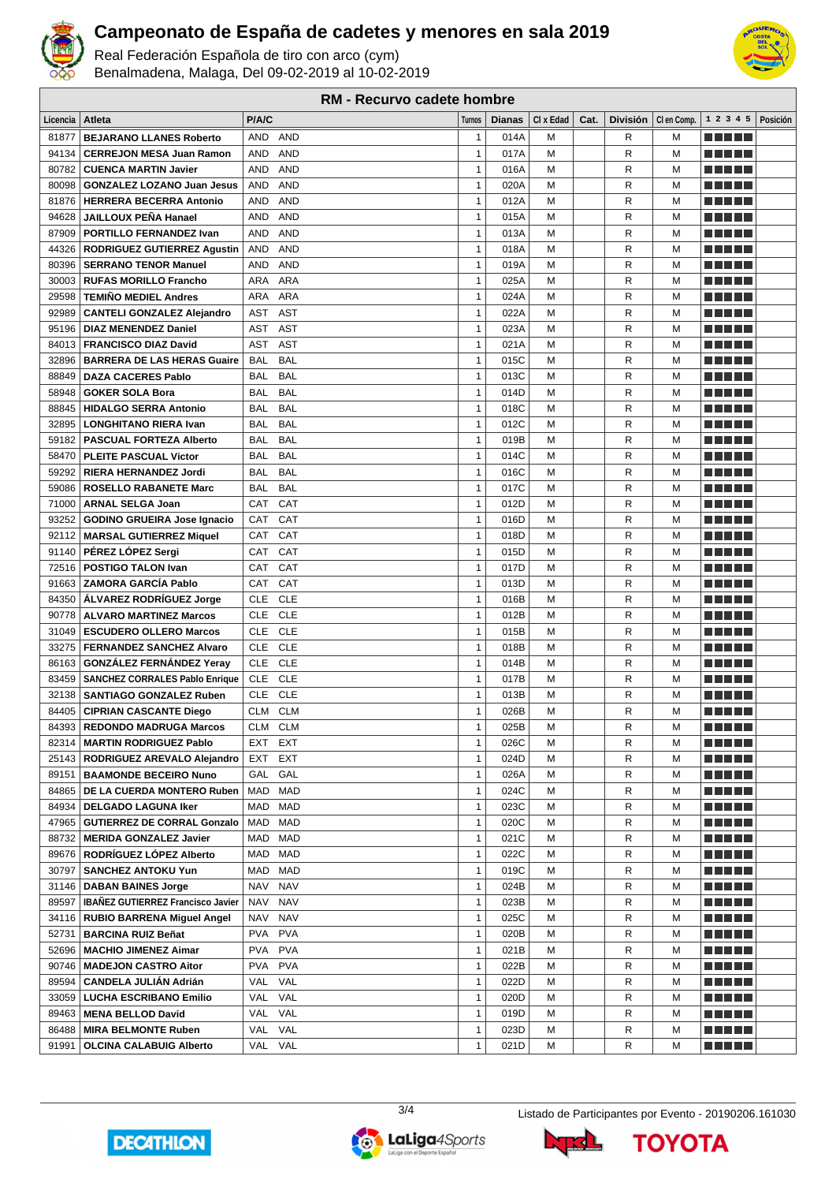# Campeonato de España de cadetes y menores en sala 2019

Real Federación Española de tiro con arco (cym)
Benalmadena, Malaga, Del 09-02-2019 al 10-02-2019

## RM - Recurvo cadete hombre

| Licencia | Atleta | P/A/C | | Turnos | Dianas | Cl x Edad | Cat. | División | Cl en Comp. | 1 2 3 4 5 | Posición |
|---|---|---|---|---|---|---|---|---|---|---|---|
| 81877 | BEJARANO LLANES Roberto | AND | AND | 1 | 014A | M | | R | M | | |
| 94134 | CERREJON MESA Juan Ramon | AND | AND | 1 | 017A | M | | R | M | | |
| 80782 | CUENCA MARTIN Javier | AND | AND | 1 | 016A | M | | R | M | | |
| 80098 | GONZALEZ LOZANO Juan Jesus | AND | AND | 1 | 020A | M | | R | M | | |
| 81876 | HERRERA BECERRA Antonio | AND | AND | 1 | 012A | M | | R | M | | |
| 94628 | JAILLOUX PEÑA Hanael | AND | AND | 1 | 015A | M | | R | M | | |
| 87909 | PORTILLO FERNANDEZ Ivan | AND | AND | 1 | 013A | M | | R | M | | |
| 44326 | RODRIGUEZ GUTIERREZ Agustin | AND | AND | 1 | 018A | M | | R | M | | |
| 80396 | SERRANO TENOR Manuel | AND | AND | 1 | 019A | M | | R | M | | |
| 30003 | RUFAS MORILLO Francho | ARA | ARA | 1 | 025A | M | | R | M | | |
| 29598 | TEMIÑO MEDIEL Andres | ARA | ARA | 1 | 024A | M | | R | M | | |
| 92989 | CANTELI GONZALEZ Alejandro | AST | AST | 1 | 022A | M | | R | M | | |
| 95196 | DIAZ MENENDEZ Daniel | AST | AST | 1 | 023A | M | | R | M | | |
| 84013 | FRANCISCO DIAZ David | AST | AST | 1 | 021A | M | | R | M | | |
| 32896 | BARRERA DE LAS HERAS Guaire | BAL | BAL | 1 | 015C | M | | R | M | | |
| 88849 | DAZA CACERES Pablo | BAL | BAL | 1 | 013C | M | | R | M | | |
| 58948 | GOKER SOLA Bora | BAL | BAL | 1 | 014D | M | | R | M | | |
| 88845 | HIDALGO SERRA Antonio | BAL | BAL | 1 | 018C | M | | R | M | | |
| 32895 | LONGHITANO RIERA Ivan | BAL | BAL | 1 | 012C | M | | R | M | | |
| 59182 | PASCUAL FORTEZA Alberto | BAL | BAL | 1 | 019B | M | | R | M | | |
| 58470 | PLEITE PASCUAL Victor | BAL | BAL | 1 | 014C | M | | R | M | | |
| 59292 | RIERA HERNANDEZ Jordi | BAL | BAL | 1 | 016C | M | | R | M | | |
| 59086 | ROSELLO RABANETE Marc | BAL | BAL | 1 | 017C | M | | R | M | | |
| 71000 | ARNAL SELGA Joan | CAT | CAT | 1 | 012D | M | | R | M | | |
| 93252 | GODINO GRUEIRA Jose Ignacio | CAT | CAT | 1 | 016D | M | | R | M | | |
| 92112 | MARSAL GUTIERREZ Miquel | CAT | CAT | 1 | 018D | M | | R | M | | |
| 91140 | PÉREZ LÓPEZ Sergi | CAT | CAT | 1 | 015D | M | | R | M | | |
| 72516 | POSTIGO TALON Ivan | CAT | CAT | 1 | 017D | M | | R | M | | |
| 91663 | ZAMORA GARCÍA Pablo | CAT | CAT | 1 | 013D | M | | R | M | | |
| 84350 | ÁLVAREZ RODRÍGUEZ Jorge | CLE | CLE | 1 | 016B | M | | R | M | | |
| 90778 | ALVARO MARTINEZ Marcos | CLE | CLE | 1 | 012B | M | | R | M | | |
| 31049 | ESCUDERO OLLERO Marcos | CLE | CLE | 1 | 015B | M | | R | M | | |
| 33275 | FERNANDEZ SANCHEZ Alvaro | CLE | CLE | 1 | 018B | M | | R | M | | |
| 86163 | GONZÁLEZ FERNÁNDEZ Yeray | CLE | CLE | 1 | 014B | M | | R | M | | |
| 83459 | SANCHEZ CORRALES Pablo Enrique | CLE | CLE | 1 | 017B | M | | R | M | | |
| 32138 | SANTIAGO GONZALEZ Ruben | CLE | CLE | 1 | 013B | M | | R | M | | |
| 84405 | CIPRIAN CASCANTE Diego | CLM | CLM | 1 | 026B | M | | R | M | | |
| 84393 | REDONDO MADRUGA Marcos | CLM | CLM | 1 | 025B | M | | R | M | | |
| 82314 | MARTIN RODRIGUEZ Pablo | EXT | EXT | 1 | 026C | M | | R | M | | |
| 25143 | RODRIGUEZ AREVALO Alejandro | EXT | EXT | 1 | 024D | M | | R | M | | |
| 89151 | BAAMONDE BECEIRO Nuno | GAL | GAL | 1 | 026A | M | | R | M | | |
| 84865 | DE LA CUERDA MONTERO Ruben | MAD | MAD | 1 | 024C | M | | R | M | | |
| 84934 | DELGADO LAGUNA Iker | MAD | MAD | 1 | 023C | M | | R | M | | |
| 47965 | GUTIERREZ DE CORRAL Gonzalo | MAD | MAD | 1 | 020C | M | | R | M | | |
| 88732 | MERIDA GONZALEZ Javier | MAD | MAD | 1 | 021C | M | | R | M | | |
| 89676 | RODRÍGUEZ LÓPEZ Alberto | MAD | MAD | 1 | 022C | M | | R | M | | |
| 30797 | SANCHEZ ANTOKU Yun | MAD | MAD | 1 | 019C | M | | R | M | | |
| 31146 | DABAN BAINES Jorge | NAV | NAV | 1 | 024B | M | | R | M | | |
| 89597 | IBAÑEZ GUTIERREZ Francisco Javier | NAV | NAV | 1 | 023B | M | | R | M | | |
| 34116 | RUBIO BARRENA Miguel Angel | NAV | NAV | 1 | 025C | M | | R | M | | |
| 52731 | BARCINA RUIZ Beñat | PVA | PVA | 1 | 020B | M | | R | M | | |
| 52696 | MACHIO JIMENEZ Aimar | PVA | PVA | 1 | 021B | M | | R | M | | |
| 90746 | MADEJON CASTRO Aitor | PVA | PVA | 1 | 022B | M | | R | M | | |
| 89594 | CANDELA JULIÁN Adrián | VAL | VAL | 1 | 022D | M | | R | M | | |
| 33059 | LUCHA ESCRIBANO Emilio | VAL | VAL | 1 | 020D | M | | R | M | | |
| 89463 | MENA BELLOD David | VAL | VAL | 1 | 019D | M | | R | M | | |
| 86488 | MIRA BELMONTE Ruben | VAL | VAL | 1 | 023D | M | | R | M | | |
| 91991 | OLCINA CALABUIG Alberto | VAL | VAL | 1 | 021D | M | | R | M | | |

Listado de Participantes por Evento - 20190206.161030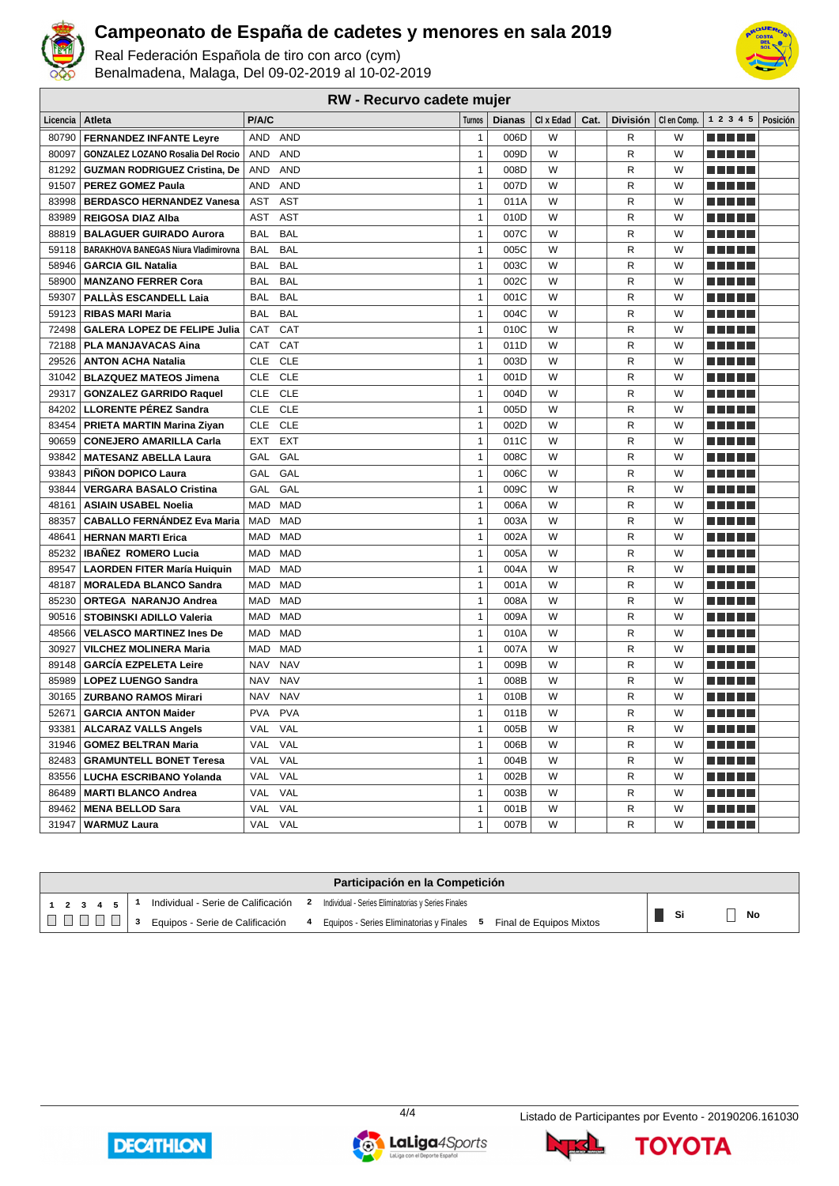# Campeonato de España de cadetes y menores en sala 2019

Real Federación Española de tiro con arco (cym)
Benalmadena, Malaga, Del 09-02-2019 al 10-02-2019

## RW - Recurvo cadete mujer

| Licencia | Atleta | P/A/C | | Turnos | Dianas | Cl x Edad | Cat. | División | Cl en Comp. | 1 2 3 4 5 | Posición |
|---|---|---|---|---|---|---|---|---|---|---|---|
| 80790 | FERNANDEZ INFANTE Leyre | AND | AND | 1 | 006D | W | | R | W | ■■■■■ | |
| 80097 | GONZALEZ LOZANO Rosalia Del Rocio | AND | AND | 1 | 009D | W | | R | W | ■■■■■ | |
| 81292 | GUZMAN RODRIGUEZ Cristina, De | AND | AND | 1 | 008D | W | | R | W | ■■■■■ | |
| 91507 | PEREZ GOMEZ Paula | AND | AND | 1 | 007D | W | | R | W | ■■■■■ | |
| 83998 | BERDASCO HERNANDEZ Vanesa | AST | AST | 1 | 011A | W | | R | W | ■■■■■ | |
| 83989 | REIGOSA DIAZ Alba | AST | AST | 1 | 010D | W | | R | W | ■■■■■ | |
| 88819 | BALAGUER GUIRADO Aurora | BAL | BAL | 1 | 007C | W | | R | W | ■■■■■ | |
| 59118 | BARAKHOVA BANEGAS Niura Vladimirovna | BAL | BAL | 1 | 005C | W | | R | W | ■■■■■ | |
| 58946 | GARCIA GIL Natalia | BAL | BAL | 1 | 003C | W | | R | W | ■■■■■ | |
| 58900 | MANZANO FERRER Cora | BAL | BAL | 1 | 002C | W | | R | W | ■■■■■ | |
| 59307 | PALLÀS ESCANDELL Laia | BAL | BAL | 1 | 001C | W | | R | W | ■■■■■ | |
| 59123 | RIBAS MARI Maria | BAL | BAL | 1 | 004C | W | | R | W | ■■■■■ | |
| 72498 | GALERA LOPEZ DE FELIPE Julia | CAT | CAT | 1 | 010C | W | | R | W | ■■■■■ | |
| 72188 | PLA MANJAVACAS Aina | CAT | CAT | 1 | 011D | W | | R | W | ■■■■■ | |
| 29526 | ANTON ACHA Natalia | CLE | CLE | 1 | 003D | W | | R | W | ■■■■■ | |
| 31042 | BLAZQUEZ MATEOS Jimena | CLE | CLE | 1 | 001D | W | | R | W | ■■■■■ | |
| 29317 | GONZALEZ GARRIDO Raquel | CLE | CLE | 1 | 004D | W | | R | W | ■■■■■ | |
| 84202 | LLORENTE PÉREZ Sandra | CLE | CLE | 1 | 005D | W | | R | W | ■■■■■ | |
| 83454 | PRIETA MARTIN Marina Ziyan | CLE | CLE | 1 | 002D | W | | R | W | ■■■■■ | |
| 90659 | CONEJERO AMARILLA Carla | EXT | EXT | 1 | 011C | W | | R | W | ■■■■■ | |
| 93842 | MATESANZ ABELLA Laura | GAL | GAL | 1 | 008C | W | | R | W | ■■■■■ | |
| 93843 | PIÑON DOPICO Laura | GAL | GAL | 1 | 006C | W | | R | W | ■■■■■ | |
| 93844 | VERGARA BASALO Cristina | GAL | GAL | 1 | 009C | W | | R | W | ■■■■■ | |
| 48161 | ASIAIN USABEL Noelia | MAD | MAD | 1 | 006A | W | | R | W | ■■■■■ | |
| 88357 | CABALLO FERNÁNDEZ Eva Maria | MAD | MAD | 1 | 003A | W | | R | W | ■■■■■ | |
| 48641 | HERNAN MARTI Erica | MAD | MAD | 1 | 002A | W | | R | W | ■■■■■ | |
| 85232 | IBAÑEZ ROMERO Lucia | MAD | MAD | 1 | 005A | W | | R | W | ■■■■■ | |
| 89547 | LAORDEN FITER María Huiquin | MAD | MAD | 1 | 004A | W | | R | W | ■■■■■ | |
| 48187 | MORALEDA BLANCO Sandra | MAD | MAD | 1 | 001A | W | | R | W | ■■■■■ | |
| 85230 | ORTEGA NARANJO Andrea | MAD | MAD | 1 | 008A | W | | R | W | ■■■■■ | |
| 90516 | STOBINSKI ADILLO Valeria | MAD | MAD | 1 | 009A | W | | R | W | ■■■■■ | |
| 48566 | VELASCO MARTINEZ Ines De | MAD | MAD | 1 | 010A | W | | R | W | ■■■■■ | |
| 30927 | VILCHEZ MOLINERA Maria | MAD | MAD | 1 | 007A | W | | R | W | ■■■■■ | |
| 89148 | GARCÍA EZPELETA Leire | NAV | NAV | 1 | 009B | W | | R | W | ■■■■■ | |
| 85989 | LOPEZ LUENGO Sandra | NAV | NAV | 1 | 008B | W | | R | W | ■■■■■ | |
| 30165 | ZURBANO RAMOS Mirari | NAV | NAV | 1 | 010B | W | | R | W | ■■■■■ | |
| 52671 | GARCIA ANTON Maider | PVA | PVA | 1 | 011B | W | | R | W | ■■■■■ | |
| 93381 | ALCARAZ VALLS Angels | VAL | VAL | 1 | 005B | W | | R | W | ■■■■■ | |
| 31946 | GOMEZ BELTRAN Maria | VAL | VAL | 1 | 006B | W | | R | W | ■■■■■ | |
| 82483 | GRAMUNTELL BONET Teresa | VAL | VAL | 1 | 004B | W | | R | W | ■■■■■ | |
| 83556 | LUCHA ESCRIBANO Yolanda | VAL | VAL | 1 | 002B | W | | R | W | ■■■■■ | |
| 86489 | MARTI BLANCO Andrea | VAL | VAL | 1 | 003B | W | | R | W | ■■■■■ | |
| 89462 | MENA BELLOD Sara | VAL | VAL | 1 | 001B | W | | R | W | ■■■■■ | |
| 31947 | WARMUZ Laura | VAL | VAL | 1 | 007B | W | | R | W | ■■■■■ | |

### Participación en la Competición

| 1 2 3 4 5 | | | |
|---|---|---|---|
| □ □ □ □ □ | 1 Individual - Serie de Calificación; 2 Individual - Series Eliminatorias y Series Finales; 3 Equipos - Serie de Calificación; 4 Equipos - Series Eliminatorias y Finales; 5 Final de Equipos Mixtos | ■ Si | □ No |

Listado de Participantes por Evento - 20190206.161030